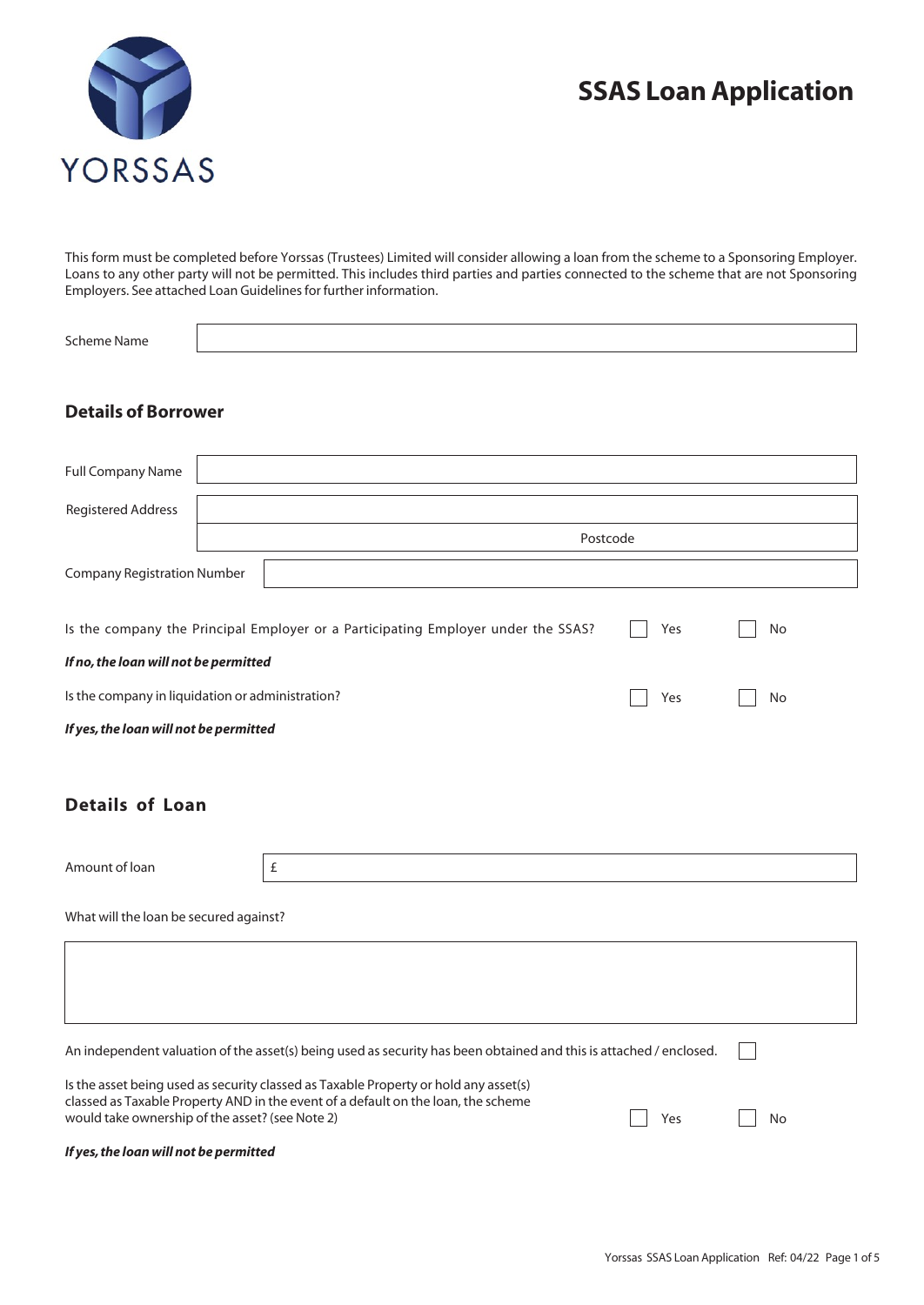YORSSAS

# SSAS Loan Application

This form must be completed before Yorssas (Trustees) Limited will consider allowing a loan from the scheme to a Sponsoring Employer. Loans to any other party will not be permitted. This includes third parties and parties connected to the scheme that are not Sponsoring Employers. See attached Loan Guidelines for further information.

Scheme Name

## Details of Borrower

Full Company Name

Registered Address

Postcode

Company Registration Number

Is the company the Principal Employer or a Participating Employer under the SSAS? ☐ Yes ☐ No

***If no, the loan will not be permitted***

Is the company in liquidation or administration? ☐ Yes ☐ No

***If yes, the loan will not be permitted***

## Details of Loan

Amount of loan £

What will the loan be secured against?

An independent valuation of the asset(s) being used as security has been obtained and this is attached / enclosed. ☐

Is the asset being used as security classed as Taxable Property or hold any asset(s) classed as Taxable Property AND in the event of a default on the loan, the scheme would take ownership of the asset? (see Note 2) ☐ Yes ☐ No

***If yes, the loan will not be permitted***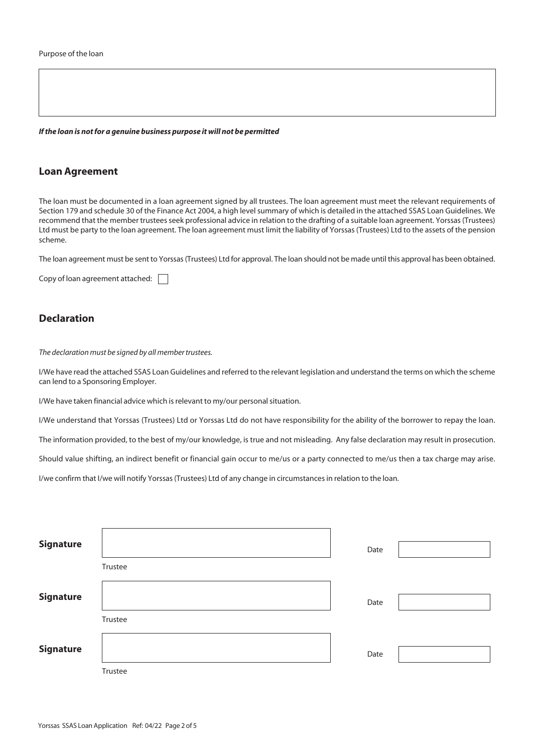Purpose of the loan

***If the loan is not for a genuine business purpose it will not be permitted***

## Loan Agreement

The loan must be documented in a loan agreement signed by all trustees. The loan agreement must meet the relevant requirements of Section 179 and schedule 30 of the Finance Act 2004, a high level summary of which is detailed in the attached SSAS Loan Guidelines. We recommend that the member trustees seek professional advice in relation to the drafting of a suitable loan agreement. Yorssas (Trustees) Ltd must be party to the loan agreement. The loan agreement must limit the liability of Yorssas (Trustees) Ltd to the assets of the pension scheme.

The loan agreement must be sent to Yorssas (Trustees) Ltd for approval. The loan should not be made until this approval has been obtained.

Copy of loan agreement attached: ☐

## Declaration

*The declaration must be signed by all member trustees.*

I/We have read the attached SSAS Loan Guidelines and referred to the relevant legislation and understand the terms on which the scheme can lend to a Sponsoring Employer.

I/We have taken financial advice which is relevant to my/our personal situation.

I/We understand that Yorssas (Trustees) Ltd or Yorssas Ltd do not have responsibility for the ability of the borrower to repay the loan.

The information provided, to the best of my/our knowledge, is true and not misleading. Any false declaration may result in prosecution.

Should value shifting, an indirect benefit or financial gain occur to me/us or a party connected to me/us then a tax charge may arise.

I/we confirm that I/we will notify Yorssas (Trustees) Ltd of any change in circumstances in relation to the loan.

**Signature** ____________________ Date __________
Trustee

**Signature** ____________________ Date __________
Trustee

**Signature** ____________________ Date __________
Trustee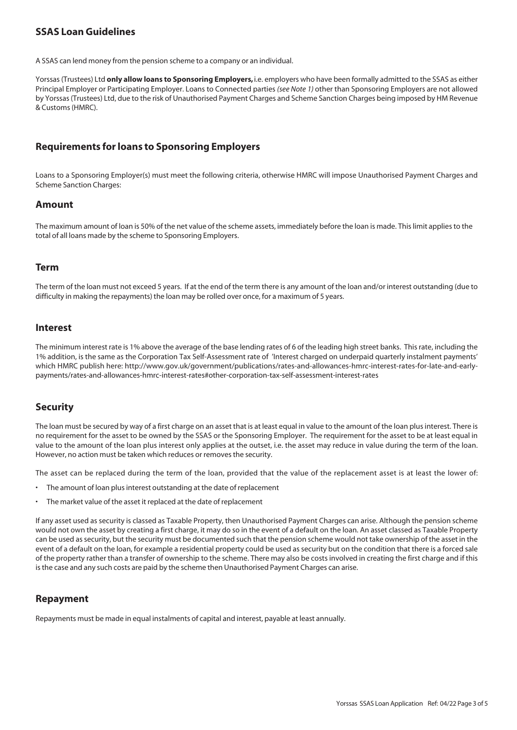## SSAS Loan Guidelines

A SSAS can lend money from the pension scheme to a company or an individual.

Yorssas (Trustees) Ltd **only allow loans to Sponsoring Employers,** i.e. employers who have been formally admitted to the SSAS as either Principal Employer or Participating Employer. Loans to Connected parties *(see Note 1)* other than Sponsoring Employers are not allowed by Yorssas (Trustees) Ltd, due to the risk of Unauthorised Payment Charges and Scheme Sanction Charges being imposed by HM Revenue & Customs (HMRC).

## Requirements for loans to Sponsoring Employers

Loans to a Sponsoring Employer(s) must meet the following criteria, otherwise HMRC will impose Unauthorised Payment Charges and Scheme Sanction Charges:

### Amount

The maximum amount of loan is 50% of the net value of the scheme assets, immediately before the loan is made. This limit applies to the total of all loans made by the scheme to Sponsoring Employers.

### Term

The term of the loan must not exceed 5 years. If at the end of the term there is any amount of the loan and/or interest outstanding (due to difficulty in making the repayments) the loan may be rolled over once, for a maximum of 5 years.

### Interest

The minimum interest rate is 1% above the average of the base lending rates of 6 of the leading high street banks. This rate, including the 1% addition, is the same as the Corporation Tax Self-Assessment rate of 'Interest charged on underpaid quarterly instalment payments' which HMRC publish here: http://www.gov.uk/government/publications/rates-and-allowances-hmrc-interest-rates-for-late-and-early-payments/rates-and-allowances-hmrc-interest-rates#other-corporation-tax-self-assessment-interest-rates

### Security

The loan must be secured by way of a first charge on an asset that is at least equal in value to the amount of the loan plus interest. There is no requirement for the asset to be owned by the SSAS or the Sponsoring Employer. The requirement for the asset to be at least equal in value to the amount of the loan plus interest only applies at the outset, i.e. the asset may reduce in value during the term of the loan. However, no action must be taken which reduces or removes the security.

The asset can be replaced during the term of the loan, provided that the value of the replacement asset is at least the lower of:

- The amount of loan plus interest outstanding at the date of replacement
- The market value of the asset it replaced at the date of replacement

If any asset used as security is classed as Taxable Property, then Unauthorised Payment Charges can arise. Although the pension scheme would not own the asset by creating a first charge, it may do so in the event of a default on the loan. An asset classed as Taxable Property can be used as security, but the security must be documented such that the pension scheme would not take ownership of the asset in the event of a default on the loan, for example a residential property could be used as security but on the condition that there is a forced sale of the property rather than a transfer of ownership to the scheme. There may also be costs involved in creating the first charge and if this is the case and any such costs are paid by the scheme then Unauthorised Payment Charges can arise.

### Repayment

Repayments must be made in equal instalments of capital and interest, payable at least annually.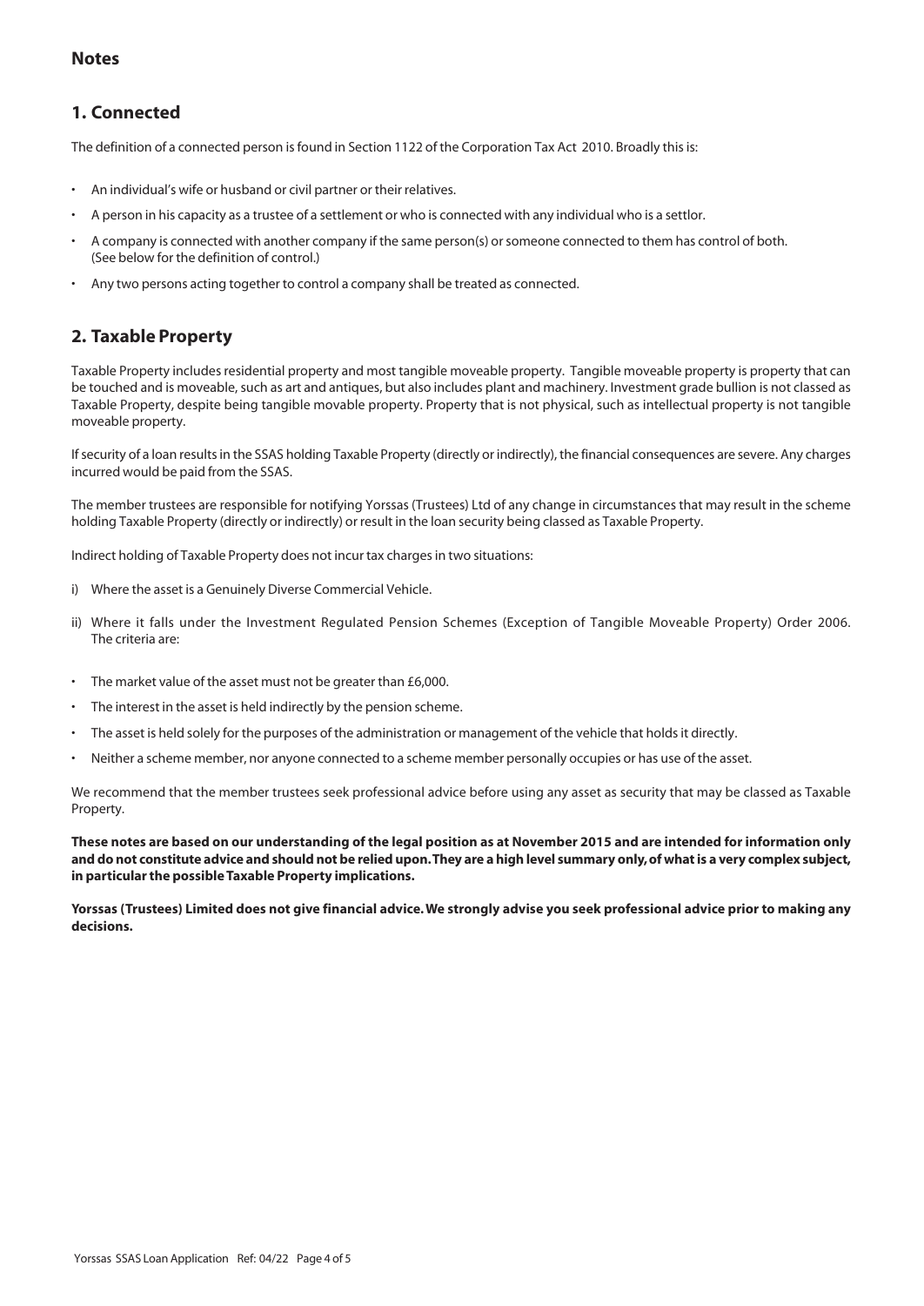## Notes

## 1. Connected

The definition of a connected person is found in Section 1122 of the Corporation Tax Act 2010. Broadly this is:

- An individual's wife or husband or civil partner or their relatives.
- A person in his capacity as a trustee of a settlement or who is connected with any individual who is a settlor.
- A company is connected with another company if the same person(s) or someone connected to them has control of both. (See below for the definition of control.)
- Any two persons acting together to control a company shall be treated as connected.

## 2. Taxable Property

Taxable Property includes residential property and most tangible moveable property. Tangible moveable property is property that can be touched and is moveable, such as art and antiques, but also includes plant and machinery. Investment grade bullion is not classed as Taxable Property, despite being tangible movable property. Property that is not physical, such as intellectual property is not tangible moveable property.

If security of a loan results in the SSAS holding Taxable Property (directly or indirectly), the financial consequences are severe. Any charges incurred would be paid from the SSAS.

The member trustees are responsible for notifying Yorssas (Trustees) Ltd of any change in circumstances that may result in the scheme holding Taxable Property (directly or indirectly) or result in the loan security being classed as Taxable Property.

Indirect holding of Taxable Property does not incur tax charges in two situations:

i) Where the asset is a Genuinely Diverse Commercial Vehicle.

ii) Where it falls under the Investment Regulated Pension Schemes (Exception of Tangible Moveable Property) Order 2006. The criteria are:

- The market value of the asset must not be greater than £6,000.
- The interest in the asset is held indirectly by the pension scheme.
- The asset is held solely for the purposes of the administration or management of the vehicle that holds it directly.
- Neither a scheme member, nor anyone connected to a scheme member personally occupies or has use of the asset.

We recommend that the member trustees seek professional advice before using any asset as security that may be classed as Taxable Property.

**These notes are based on our understanding of the legal position as at November 2015 and are intended for information only and do not constitute advice and should not be relied upon. They are a high level summary only, of what is a very complex subject, in particular the possible Taxable Property implications.**

**Yorssas (Trustees) Limited does not give financial advice. We strongly advise you seek professional advice prior to making any decisions.**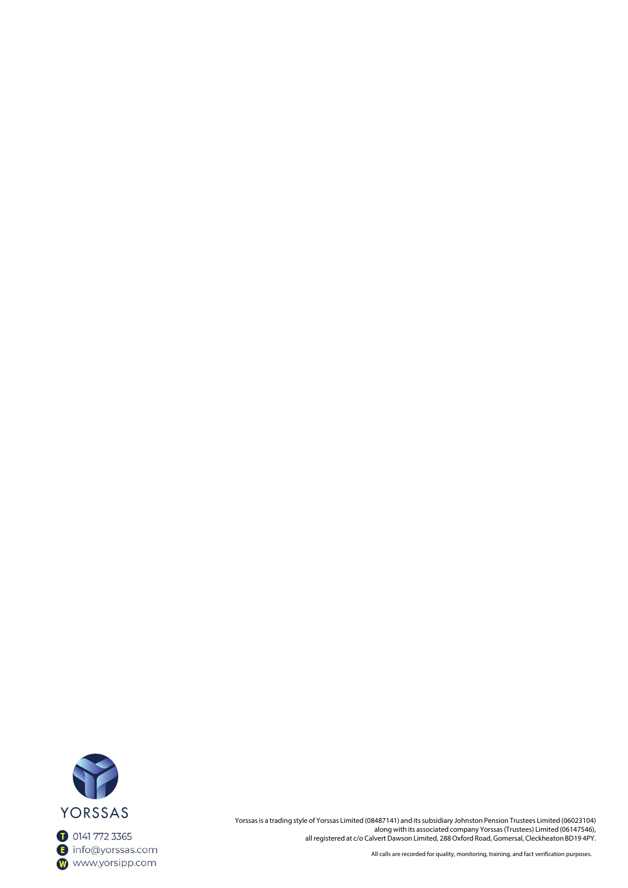YORSSAS

T 0141 772 3365
E info@yorssas.com
W www.yorsipp.com

Yorssas is a trading style of Yorssas Limited (08487141) and its subsidiary Johnston Pension Trustees Limited (06023104) along with its associated company Yorssas (Trustees) Limited (06147546), all registered at c/o Calvert Dawson Limited, 288 Oxford Road, Gomersal, Cleckheaton BD19 4PY.

All calls are recorded for quality, monitoring, training, and fact verification purposes.